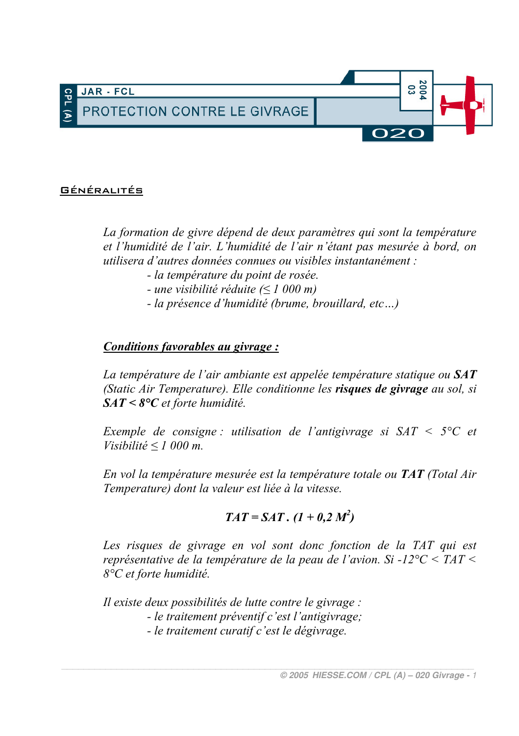CPL (A)

JAR - FCL

# PROTECTION CONTRE LE GIVRAGE

2004 03

020

## Généralités

*La formation de givre dépend de deux paramètres qui sont la température et l'humidité de l'air. L'humidité de l'air n'étant pas mesurée à bord, on utilisera d'autres données connues ou visibles instantanément :*

- *la température du point de rosée.*
- *une visibilité réduite (≤ 1 000 m)*
- *la présence d'humidité (brume, brouillard, etc…)*

***Conditions favorables au givrage :***

*La température de l'air ambiante est appelée température statique ou **SAT** (Static Air Temperature). Elle conditionne les **risques de givrage** au sol, si **SAT < 8°C** et forte humidité.*

*Exemple de consigne : utilisation de l'antigivrage si SAT < 5°C et Visibilité ≤ 1 000 m.*

*En vol la température mesurée est la température totale ou **TAT** (Total Air Temperature) dont la valeur est liée à la vitesse.*

$$TAT = SAT \cdot (1 + 0{,}2\ M^2)$$

*Les risques de givrage en vol sont donc fonction de la TAT qui est représentative de la température de la peau de l'avion. Si -12°C < TAT < 8°C et forte humidité.*

*Il existe deux possibilités de lutte contre le givrage :*

- *le traitement préventif c'est l'antigivrage;*
- *le traitement curatif c'est le dégivrage.*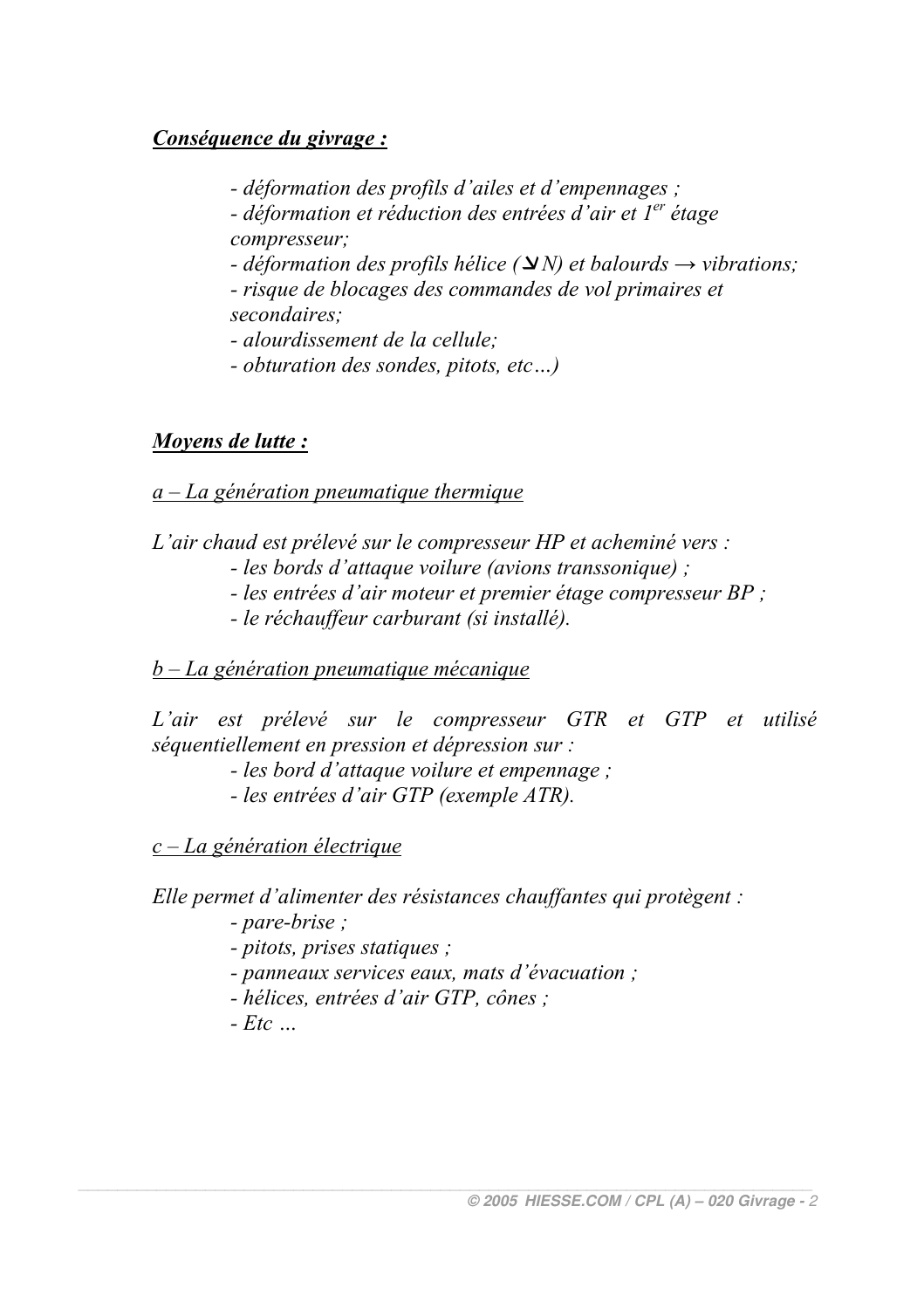***<u>Conséquence du givrage :</u>***

*- déformation des profils d'ailes et d'empennages ;*
*- déformation et réduction des entrées d'air et 1^er^ étage compresseur;*
*- déformation des profils hélice (↘N) et balourds → vibrations;*
*- risque de blocages des commandes de vol primaires et secondaires;*
*- alourdissement de la cellule;*
*- obturation des sondes, pitots, etc…)*

***<u>Moyens de lutte :</u>***

*<u>a – La génération pneumatique thermique</u>*

*L'air chaud est prélevé sur le compresseur HP et acheminé vers :*
*- les bords d'attaque voilure (avions transsonique) ;*
*- les entrées d'air moteur et premier étage compresseur BP ;*
*- le réchauffeur carburant (si installé).*

*<u>b – La génération pneumatique mécanique</u>*

*L'air est prélevé sur le compresseur GTR et GTP et utilisé séquentiellement en pression et dépression sur :*
*- les bord d'attaque voilure et empennage ;*
*- les entrées d'air GTP (exemple ATR).*

*<u>c – La génération électrique</u>*

*Elle permet d'alimenter des résistances chauffantes qui protègent :*
*- pare-brise ;*
*- pitots, prises statiques ;*
*- panneaux services eaux, mats d'évacuation ;*
*- hélices, entrées d'air GTP, cônes ;*
*- Etc …*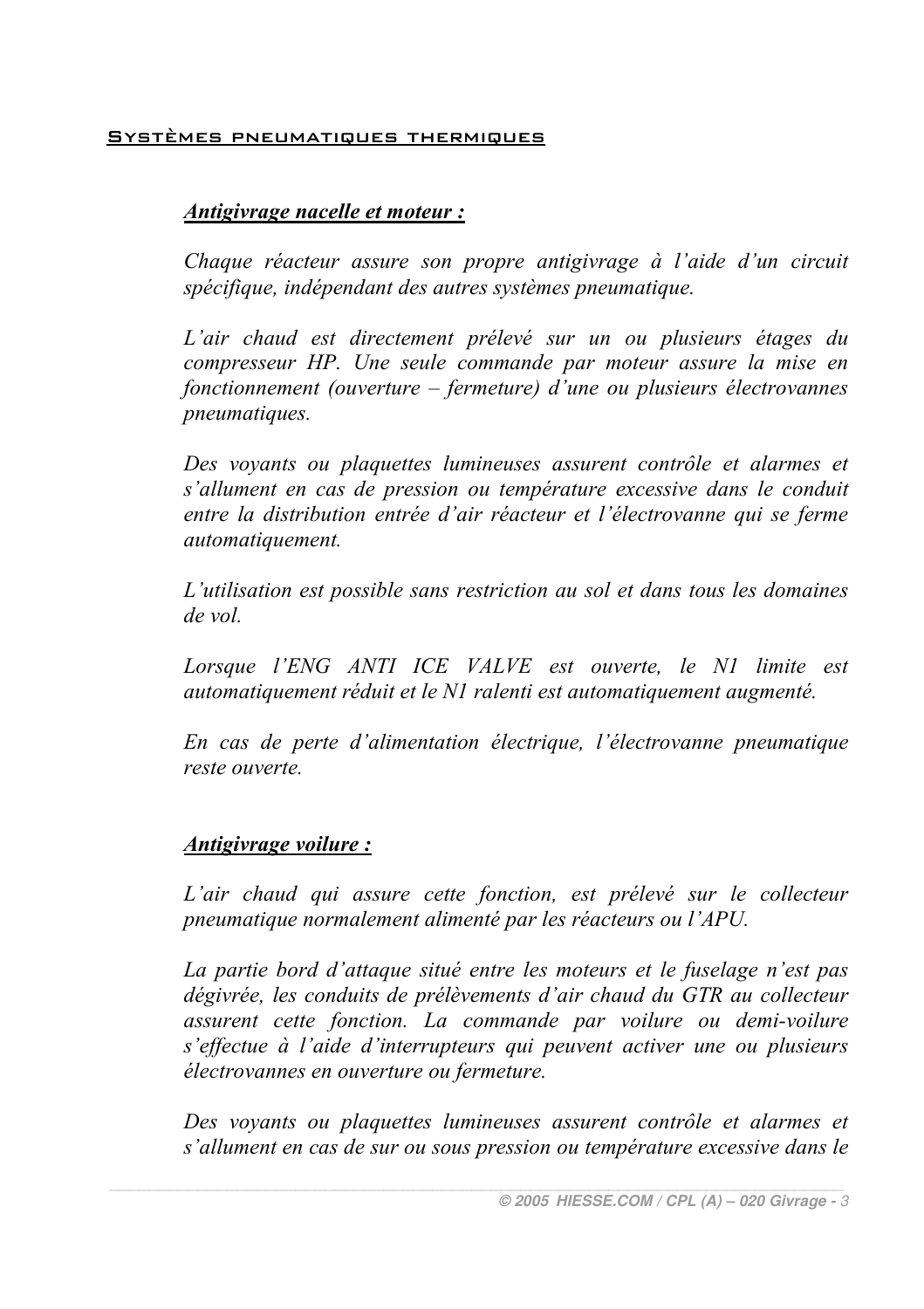## Systèmes pneumatiques thermiques

### *Antigivrage nacelle et moteur :*

*Chaque réacteur assure son propre antigivrage à l'aide d'un circuit spécifique, indépendant des autres systèmes pneumatique.*

*L'air chaud est directement prélevé sur un ou plusieurs étages du compresseur HP. Une seule commande par moteur assure la mise en fonctionnement (ouverture – fermeture) d'une ou plusieurs électrovannes pneumatiques.*

*Des voyants ou plaquettes lumineuses assurent contrôle et alarmes et s'allument en cas de pression ou température excessive dans le conduit entre la distribution entrée d'air réacteur et l'électrovanne qui se ferme automatiquement.*

*L'utilisation est possible sans restriction au sol et dans tous les domaines de vol.*

*Lorsque l'ENG ANTI ICE VALVE est ouverte, le N1 limite est automatiquement réduit et le N1 ralenti est automatiquement augmenté.*

*En cas de perte d'alimentation électrique, l'électrovanne pneumatique reste ouverte.*

### *Antigivrage voilure :*

*L'air chaud qui assure cette fonction, est prélevé sur le collecteur pneumatique normalement alimenté par les réacteurs ou l'APU.*

*La partie bord d'attaque situé entre les moteurs et le fuselage n'est pas dégivrée, les conduits de prélèvements d'air chaud du GTR au collecteur assurent cette fonction. La commande par voilure ou demi-voilure s'effectue à l'aide d'interrupteurs qui peuvent activer une ou plusieurs électrovannes en ouverture ou fermeture.*

*Des voyants ou plaquettes lumineuses assurent contrôle et alarmes et s'allument en cas de sur ou sous pression ou température excessive dans le*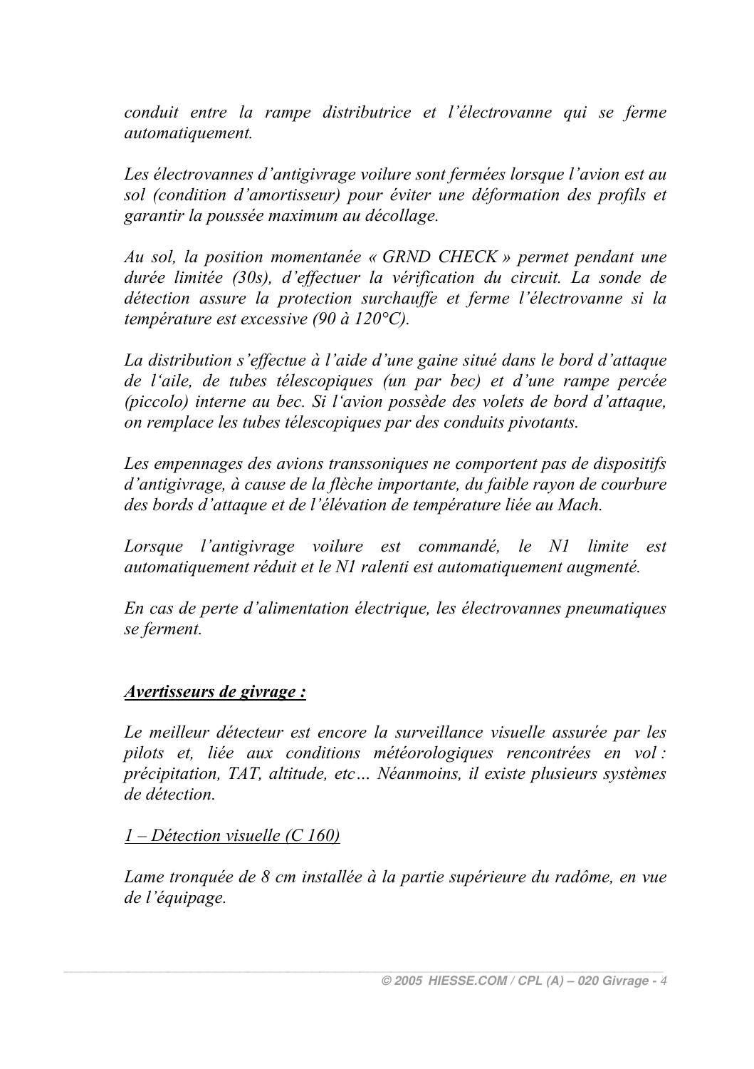*conduit entre la rampe distributrice et l'électrovanne qui se ferme automatiquement.*

*Les électrovannes d'antigivrage voilure sont fermées lorsque l'avion est au sol (condition d'amortisseur) pour éviter une déformation des profils et garantir la poussée maximum au décollage.*

*Au sol, la position momentanée « GRND CHECK » permet pendant une durée limitée (30s), d'effectuer la vérification du circuit. La sonde de détection assure la protection surchauffe et ferme l'électrovanne si la température est excessive (90 à 120°C).*

*La distribution s'effectue à l'aide d'une gaine situé dans le bord d'attaque de l'aile, de tubes télescopiques (un par bec) et d'une rampe percée (piccolo) interne au bec. Si l'avion possède des volets de bord d'attaque, on remplace les tubes télescopiques par des conduits pivotants.*

*Les empennages des avions transsoniques ne comportent pas de dispositifs d'antigivrage, à cause de la flèche importante, du faible rayon de courbure des bords d'attaque et de l'élévation de température liée au Mach.*

*Lorsque l'antigivrage voilure est commandé, le N1 limite est automatiquement réduit et le N1 ralenti est automatiquement augmenté.*

*En cas de perte d'alimentation électrique, les électrovannes pneumatiques se ferment.*

## ***Avertisseurs de givrage :***

*Le meilleur détecteur est encore la surveillance visuelle assurée par les pilots et, liée aux conditions météorologiques rencontrées en vol : précipitation, TAT, altitude, etc… Néanmoins, il existe plusieurs systèmes de détection.*

### *1 – Détection visuelle (C 160)*

*Lame tronquée de 8 cm installée à la partie supérieure du radôme, en vue de l'équipage.*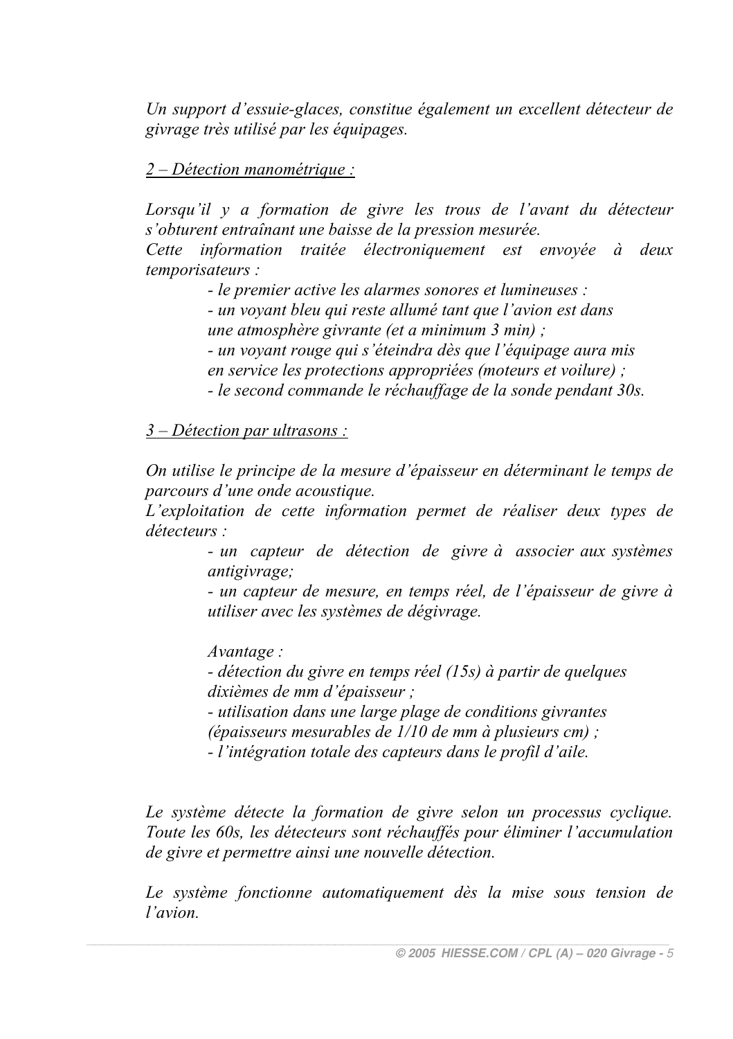*Un support d'essuie-glaces, constitue également un excellent détecteur de givrage très utilisé par les équipages.*

*2 – Détection manométrique :*

*Lorsqu'il y a formation de givre les trous de l'avant du détecteur s'obturent entraînant une baisse de la pression mesurée.*
*Cette information traitée électroniquement est envoyée à deux temporisateurs :*

- *le premier active les alarmes sonores et lumineuses :*
- *un voyant bleu qui reste allumé tant que l'avion est dans une atmosphère givrante (et a minimum 3 min) ;*
- *un voyant rouge qui s'éteindra dès que l'équipage aura mis en service les protections appropriées (moteurs et voilure) ;*
- *le second commande le réchauffage de la sonde pendant 30s.*

*3 – Détection par ultrasons :*

*On utilise le principe de la mesure d'épaisseur en déterminant le temps de parcours d'une onde acoustique.*
*L'exploitation de cette information permet de réaliser deux types de détecteurs :*

- *un capteur de détection de givre à associer aux systèmes antigivrage;*
- *un capteur de mesure, en temps réel, de l'épaisseur de givre à utiliser avec les systèmes de dégivrage.*

*Avantage :*

- *détection du givre en temps réel (15s) à partir de quelques dixièmes de mm d'épaisseur ;*
- *utilisation dans une large plage de conditions givrantes (épaisseurs mesurables de 1/10 de mm à plusieurs cm) ;*
- *l'intégration totale des capteurs dans le profil d'aile.*

*Le système détecte la formation de givre selon un processus cyclique. Toute les 60s, les détecteurs sont réchauffés pour éliminer l'accumulation de givre et permettre ainsi une nouvelle détection.*

*Le système fonctionne automatiquement dès la mise sous tension de l'avion.*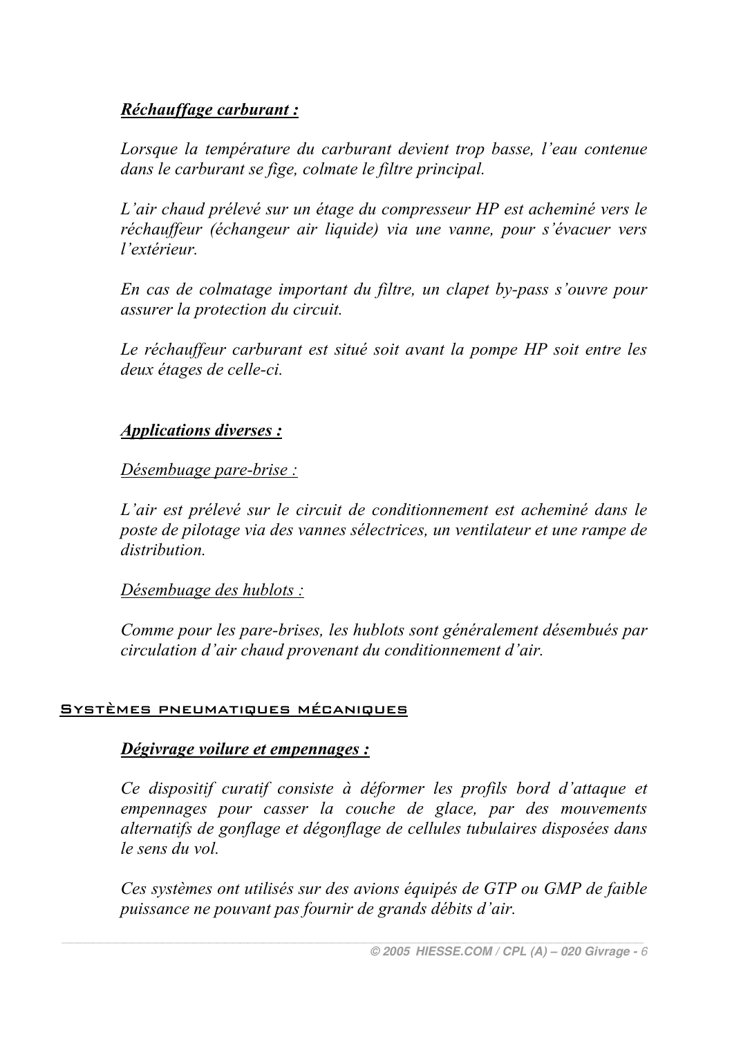***Réchauffage carburant :***

*Lorsque la température du carburant devient trop basse, l'eau contenue dans le carburant se fige, colmate le filtre principal.*

*L'air chaud prélevé sur un étage du compresseur HP est acheminé vers le réchauffeur (échangeur air liquide) via une vanne, pour s'évacuer vers l'extérieur.*

*En cas de colmatage important du filtre, un clapet by-pass s'ouvre pour assurer la protection du circuit.*

*Le réchauffeur carburant est situé soit avant la pompe HP soit entre les deux étages de celle-ci.*

***Applications diverses :***

*Désembuage pare-brise :*

*L'air est prélevé sur le circuit de conditionnement est acheminé dans le poste de pilotage via des vannes sélectrices, un ventilateur et une rampe de distribution.*

*Désembuage des hublots :*

*Comme pour les pare-brises, les hublots sont généralement désembués par circulation d'air chaud provenant du conditionnement d'air.*

## Systèmes pneumatiques mécaniques

***Dégivrage voilure et empennages :***

*Ce dispositif curatif consiste à déformer les profils bord d'attaque et empennages pour casser la couche de glace, par des mouvements alternatifs de gonflage et dégonflage de cellules tubulaires disposées dans le sens du vol.*

*Ces systèmes ont utilisés sur des avions équipés de GTP ou GMP de faible puissance ne pouvant pas fournir de grands débits d'air.*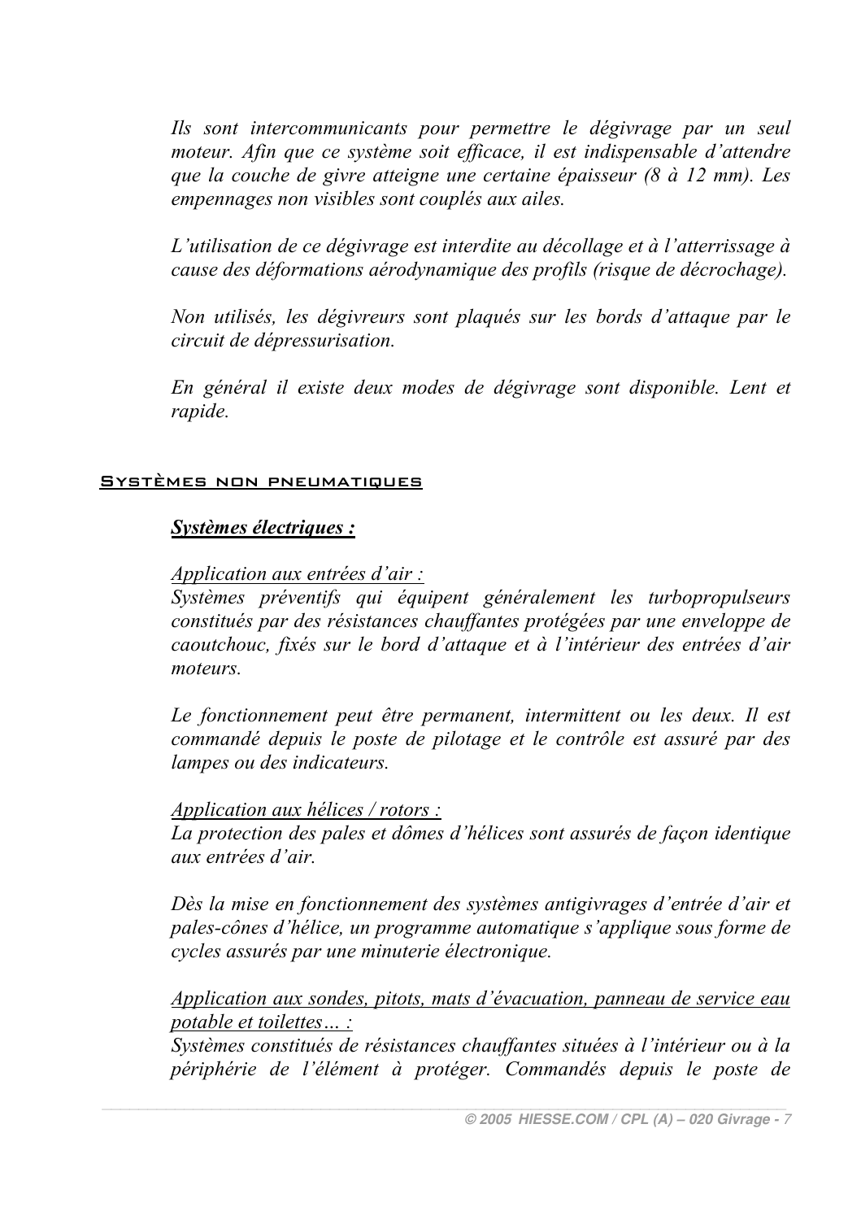*Ils sont intercommunicants pour permettre le dégivrage par un seul moteur. Afin que ce système soit efficace, il est indispensable d'attendre que la couche de givre atteigne une certaine épaisseur (8 à 12 mm). Les empennages non visibles sont couplés aux ailes.*

*L'utilisation de ce dégivrage est interdite au décollage et à l'atterrissage à cause des déformations aérodynamique des profils (risque de décrochage).*

*Non utilisés, les dégivreurs sont plaqués sur les bords d'attaque par le circuit de dépressurisation.*

*En général il existe deux modes de dégivrage sont disponible. Lent et rapide.*

## Systèmes non pneumatiques

### ***Systèmes électriques :***

*Application aux entrées d'air :*
*Systèmes préventifs qui équipent généralement les turbopropulseurs constitués par des résistances chauffantes protégées par une enveloppe de caoutchouc, fixés sur le bord d'attaque et à l'intérieur des entrées d'air moteurs.*

*Le fonctionnement peut être permanent, intermittent ou les deux. Il est commandé depuis le poste de pilotage et le contrôle est assuré par des lampes ou des indicateurs.*

*Application aux hélices / rotors :*
*La protection des pales et dômes d'hélices sont assurés de façon identique aux entrées d'air.*

*Dès la mise en fonctionnement des systèmes antigivrages d'entrée d'air et pales-cônes d'hélice, un programme automatique s'applique sous forme de cycles assurés par une minuterie électronique.*

*Application aux sondes, pitots, mats d'évacuation, panneau de service eau potable et toilettes… :*
*Systèmes constitués de résistances chauffantes situées à l'intérieur ou à la périphérie de l'élément à protéger. Commandés depuis le poste de*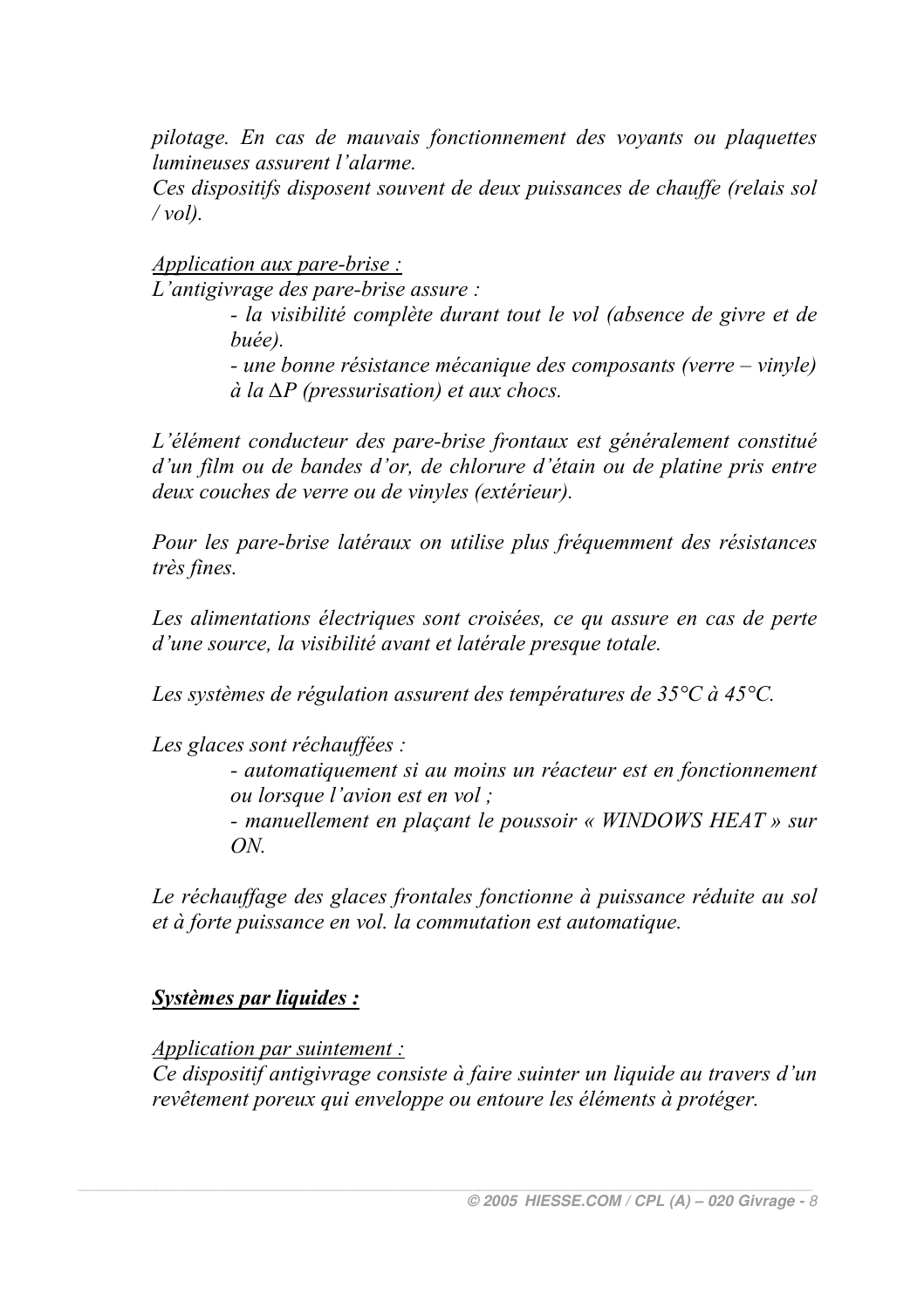*pilotage. En cas de mauvais fonctionnement des voyants ou plaquettes lumineuses assurent l'alarme.*
*Ces dispositifs disposent souvent de deux puissances de chauffe (relais sol / vol).*

*<u>Application aux pare-brise :</u>*
*L'antigivrage des pare-brise assure :*

> *- la visibilité complète durant tout le vol (absence de givre et de buée).*
> *- une bonne résistance mécanique des composants (verre – vinyle) à la $\Delta P$ (pressurisation) et aux chocs.*

*L'élément conducteur des pare-brise frontaux est généralement constitué d'un film ou de bandes d'or, de chlorure d'étain ou de platine pris entre deux couches de verre ou de vinyles (extérieur).*

*Pour les pare-brise latéraux on utilise plus fréquemment des résistances très fines.*

*Les alimentations électriques sont croisées, ce qu assure en cas de perte d'une source, la visibilité avant et latérale presque totale.*

*Les systèmes de régulation assurent des températures de 35°C à 45°C.*

*Les glaces sont réchauffées :*

> *- automatiquement si au moins un réacteur est en fonctionnement ou lorsque l'avion est en vol ;*
> *- manuellement en plaçant le poussoir « WINDOWS HEAT » sur ON.*

*Le réchauffage des glaces frontales fonctionne à puissance réduite au sol et à forte puissance en vol. la commutation est automatique.*

***<u>Systèmes par liquides :</u>***

*<u>Application par suintement :</u>*
*Ce dispositif antigivrage consiste à faire suinter un liquide au travers d'un revêtement poreux qui enveloppe ou entoure les éléments à protéger.*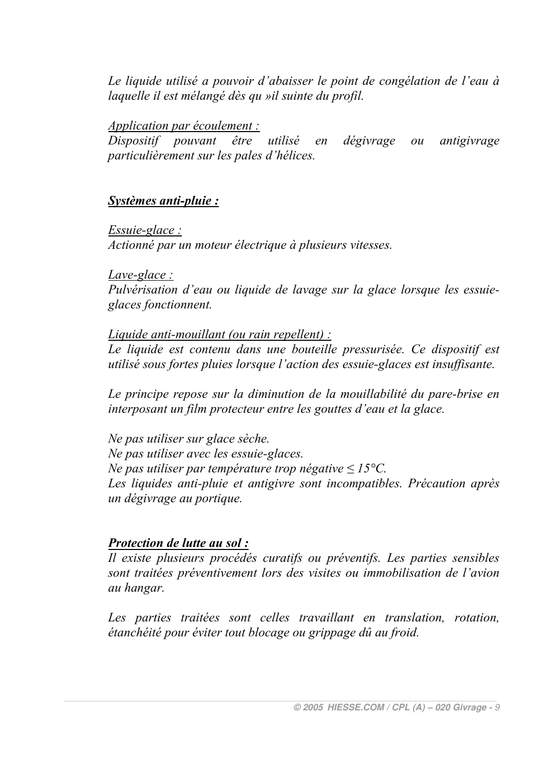*Le liquide utilisé a pouvoir d'abaisser le point de congélation de l'eau à laquelle il est mélangé dès qu »il suinte du profil.*

*Application par écoulement :*
*Dispositif pouvant être utilisé en dégivrage ou antigivrage particulièrement sur les pales d'hélices.*

***Systèmes anti-pluie :***

*Essuie-glace :*
*Actionné par un moteur électrique à plusieurs vitesses.*

*Lave-glace :*
*Pulvérisation d'eau ou liquide de lavage sur la glace lorsque les essuie-glaces fonctionnent.*

*Liquide anti-mouillant (ou rain repellent) :*
*Le liquide est contenu dans une bouteille pressurisée. Ce dispositif est utilisé sous fortes pluies lorsque l'action des essuie-glaces est insuffisante.*

*Le principe repose sur la diminution de la mouillabilité du pare-brise en interposant un film protecteur entre les gouttes d'eau et la glace.*

*Ne pas utiliser sur glace sèche.*
*Ne pas utiliser avec les essuie-glaces.*
*Ne pas utiliser par température trop négative ≤ 15°C.*
*Les liquides anti-pluie et antigivre sont incompatibles. Précaution après un dégivrage au portique.*

***Protection de lutte au sol :***
*Il existe plusieurs procédés curatifs ou préventifs. Les parties sensibles sont traitées préventivement lors des visites ou immobilisation de l'avion au hangar.*

*Les parties traitées sont celles travaillant en translation, rotation, étanchéité pour éviter tout blocage ou grippage dû au froid.*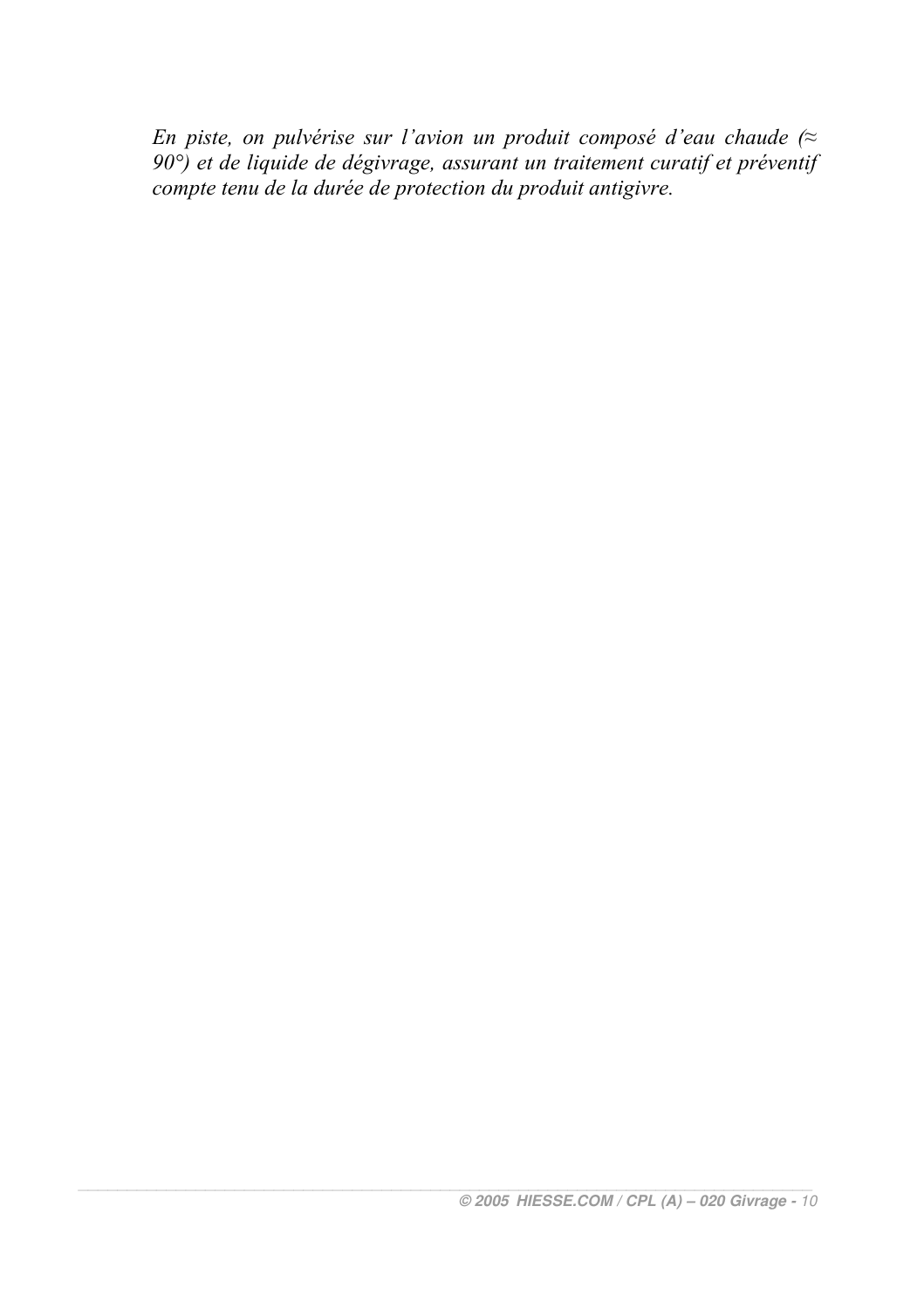*En piste, on pulvérise sur l'avion un produit composé d'eau chaude (≈ 90°) et de liquide de dégivrage, assurant un traitement curatif et préventif compte tenu de la durée de protection du produit antigivre.*